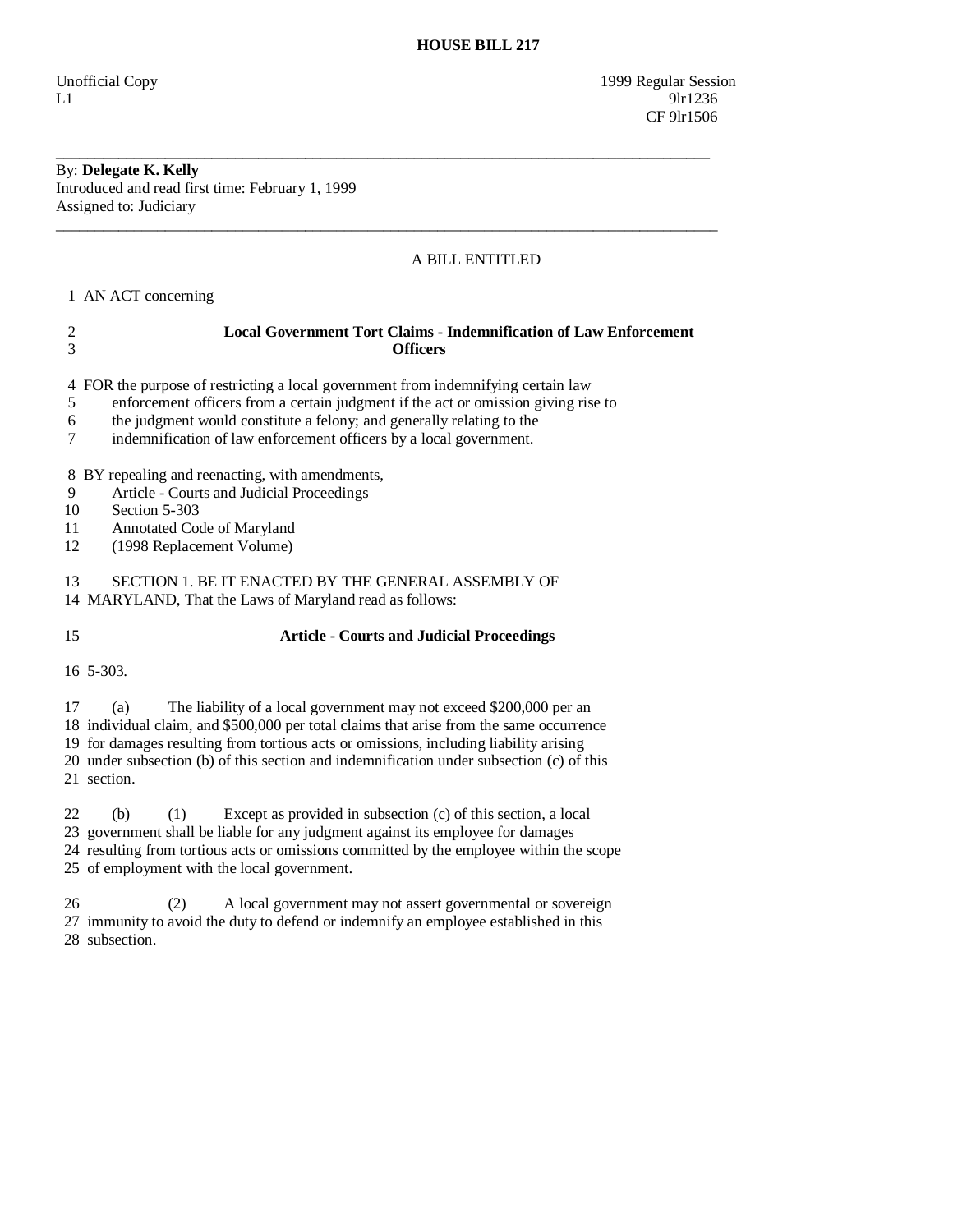# HOUSE BILL 217

Unofficial Copy 1999 Regular Session
L1 9lr1236
CF 9lr1506

---

By: **Delegate K. Kelly**
Introduced and read first time: February 1, 1999
Assigned to: Judiciary

---

A BILL ENTITLED

1 AN ACT concerning

2 **Local Government Tort Claims - Indemnification of Law Enforcement**
3 **Officers**

4 FOR the purpose of restricting a local government from indemnifying certain law
5 enforcement officers from a certain judgment if the act or omission giving rise to
6 the judgment would constitute a felony; and generally relating to the
7 indemnification of law enforcement officers by a local government.

8 BY repealing and reenacting, with amendments,
9 Article - Courts and Judicial Proceedings
10 Section 5-303
11 Annotated Code of Maryland
12 (1998 Replacement Volume)

13 SECTION 1. BE IT ENACTED BY THE GENERAL ASSEMBLY OF
14 MARYLAND, That the Laws of Maryland read as follows:

15 **Article - Courts and Judicial Proceedings**

16 5-303.

17 (a) The liability of a local government may not exceed $200,000 per an
18 individual claim, and $500,000 per total claims that arise from the same occurrence
19 for damages resulting from tortious acts or omissions, including liability arising
20 under subsection (b) of this section and indemnification under subsection (c) of this
21 section.

22 (b) (1) Except as provided in subsection (c) of this section, a local
23 government shall be liable for any judgment against its employee for damages
24 resulting from tortious acts or omissions committed by the employee within the scope
25 of employment with the local government.

26 (2) A local government may not assert governmental or sovereign
27 immunity to avoid the duty to defend or indemnify an employee established in this
28 subsection.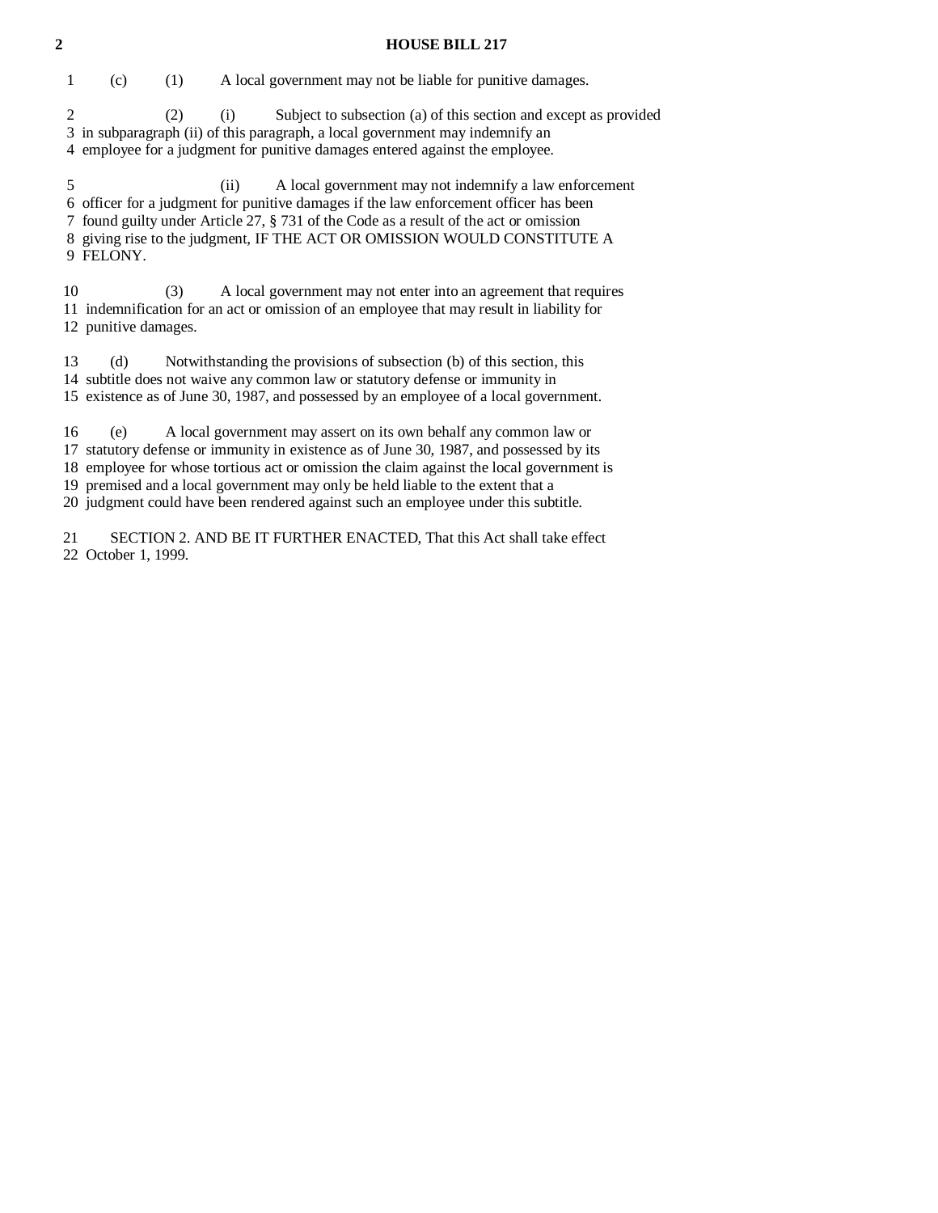(c) (1) A local government may not be liable for punitive damages.

(2) (i) Subject to subsection (a) of this section and except as provided in subparagraph (ii) of this paragraph, a local government may indemnify an employee for a judgment for punitive damages entered against the employee.

(ii) A local government may not indemnify a law enforcement officer for a judgment for punitive damages if the law enforcement officer has been found guilty under Article 27, § 731 of the Code as a result of the act or omission giving rise to the judgment, IF THE ACT OR OMISSION WOULD CONSTITUTE A FELONY.

(3) A local government may not enter into an agreement that requires indemnification for an act or omission of an employee that may result in liability for punitive damages.

(d) Notwithstanding the provisions of subsection (b) of this section, this subtitle does not waive any common law or statutory defense or immunity in existence as of June 30, 1987, and possessed by an employee of a local government.

(e) A local government may assert on its own behalf any common law or statutory defense or immunity in existence as of June 30, 1987, and possessed by its employee for whose tortious act or omission the claim against the local government is premised and a local government may only be held liable to the extent that a judgment could have been rendered against such an employee under this subtitle.

SECTION 2. AND BE IT FURTHER ENACTED, That this Act shall take effect October 1, 1999.